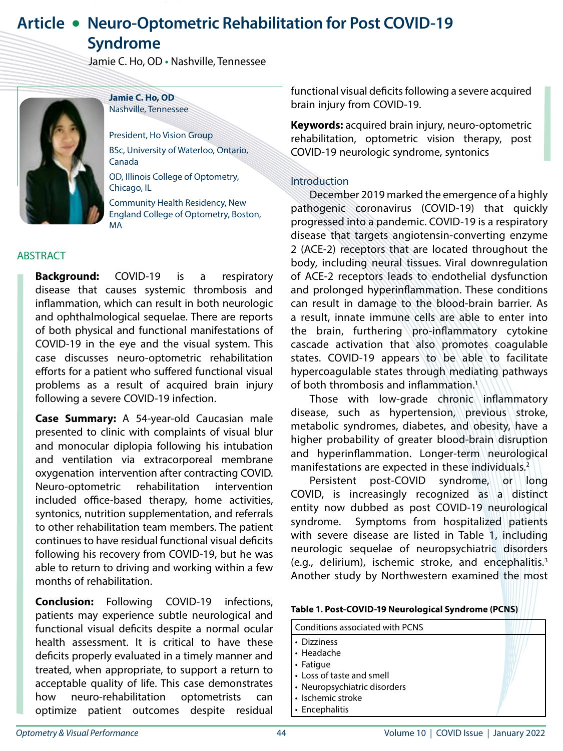# Article • Neuro-Optometric Rehabilitation for Post COVID-19 Syndrome

Jamie C. Ho, OD • Nashville, Tennessee

**Jamie C. Ho, OD**
Nashville, Tennessee

President, Ho Vision Group

BSc, University of Waterloo, Ontario, Canada

OD, Illinois College of Optometry, Chicago, IL

Community Health Residency, New England College of Optometry, Boston, MA

## ABSTRACT

**Background:** COVID-19 is a respiratory disease that causes systemic thrombosis and inflammation, which can result in both neurologic and ophthalmological sequelae. There are reports of both physical and functional manifestations of COVID-19 in the eye and the visual system. This case discusses neuro-optometric rehabilitation efforts for a patient who suffered functional visual problems as a result of acquired brain injury following a severe COVID-19 infection.

**Case Summary:** A 54-year-old Caucasian male presented to clinic with complaints of visual blur and monocular diplopia following his intubation and ventilation via extracorporeal membrane oxygenation intervention after contracting COVID. Neuro-optometric rehabilitation intervention included office-based therapy, home activities, syntonics, nutrition supplementation, and referrals to other rehabilitation team members. The patient continues to have residual functional visual deficits following his recovery from COVID-19, but he was able to return to driving and working within a few months of rehabilitation.

**Conclusion:** Following COVID-19 infections, patients may experience subtle neurological and functional visual deficits despite a normal ocular health assessment. It is critical to have these deficits properly evaluated in a timely manner and treated, when appropriate, to support a return to acceptable quality of life. This case demonstrates how neuro-rehabilitation optometrists can optimize patient outcomes despite residual functional visual deficits following a severe acquired brain injury from COVID-19.

**Keywords:** acquired brain injury, neuro-optometric rehabilitation, optometric vision therapy, post COVID-19 neurologic syndrome, syntonics

## Introduction

December 2019 marked the emergence of a highly pathogenic coronavirus (COVID-19) that quickly progressed into a pandemic. COVID-19 is a respiratory disease that targets angiotensin-converting enzyme 2 (ACE-2) receptors that are located throughout the body, including neural tissues. Viral downregulation of ACE-2 receptors leads to endothelial dysfunction and prolonged hyperinflammation. These conditions can result in damage to the blood-brain barrier. As a result, innate immune cells are able to enter into the brain, furthering pro-inflammatory cytokine cascade activation that also promotes coagulable states. COVID-19 appears to be able to facilitate hypercoagulable states through mediating pathways of both thrombosis and inflammation.[1]

Those with low-grade chronic inflammatory disease, such as hypertension, previous stroke, metabolic syndromes, diabetes, and obesity, have a higher probability of greater blood-brain disruption and hyperinflammation. Longer-term neurological manifestations are expected in these individuals.[2]

Persistent post-COVID syndrome, or long COVID, is increasingly recognized as a distinct entity now dubbed as post COVID-19 neurological syndrome. Symptoms from hospitalized patients with severe disease are listed in Table 1, including neurologic sequelae of neuropsychiatric disorders (e.g., delirium), ischemic stroke, and encephalitis.[3] Another study by Northwestern examined the most

**Table 1. Post-COVID-19 Neurological Syndrome (PCNS)**

| Conditions associated with PCNS |
|---|
| • Dizziness<br>• Headache<br>• Fatigue<br>• Loss of taste and smell<br>• Neuropsychiatric disorders<br>• Ischemic stroke<br>• Encephalitis |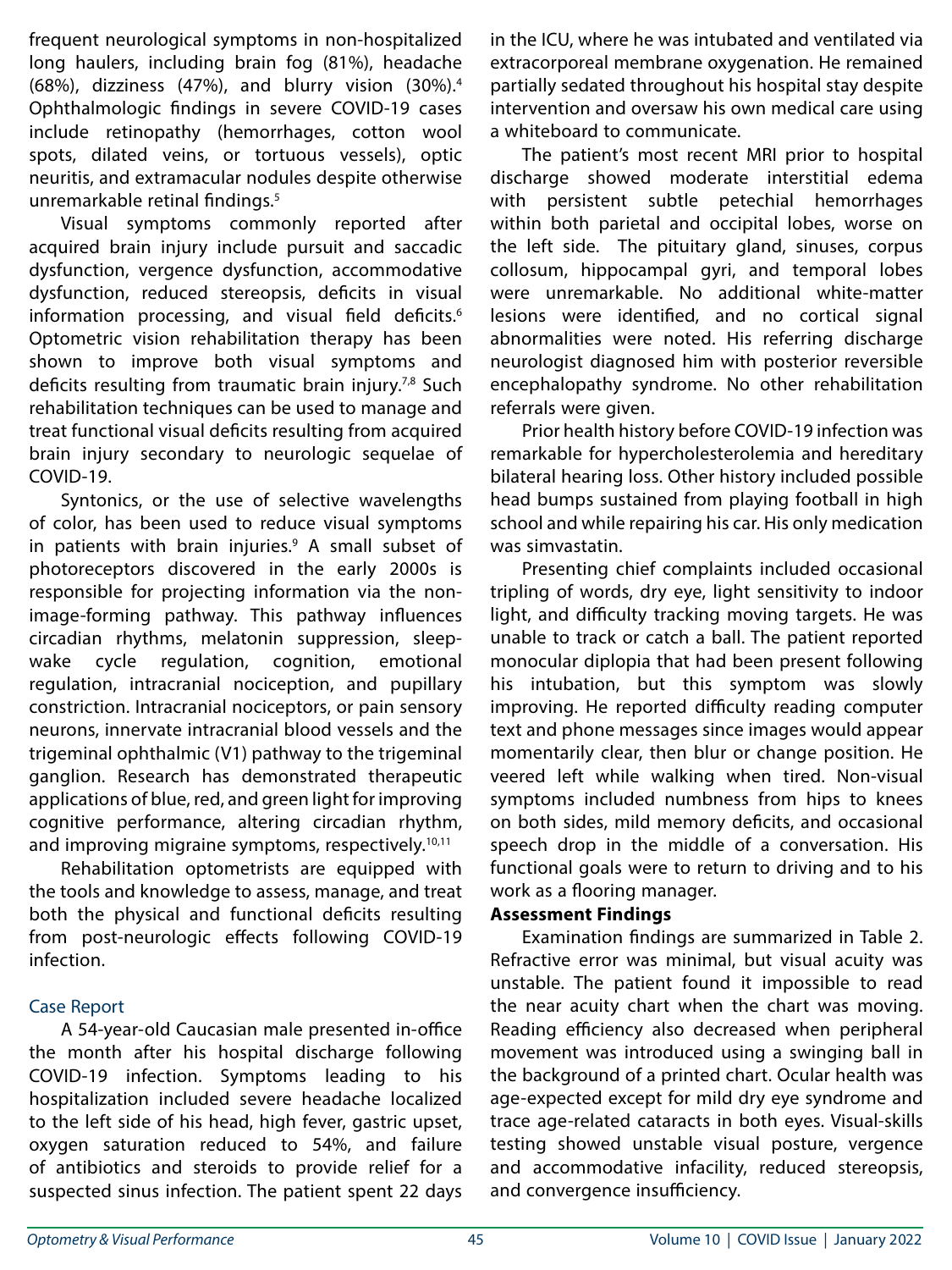frequent neurological symptoms in non-hospitalized long haulers, including brain fog (81%), headache (68%), dizziness (47%), and blurry vision (30%).[4] Ophthalmologic findings in severe COVID-19 cases include retinopathy (hemorrhages, cotton wool spots, dilated veins, or tortuous vessels), optic neuritis, and extramacular nodules despite otherwise unremarkable retinal findings.[5]

Visual symptoms commonly reported after acquired brain injury include pursuit and saccadic dysfunction, vergence dysfunction, accommodative dysfunction, reduced stereopsis, deficits in visual information processing, and visual field deficits.[6] Optometric vision rehabilitation therapy has been shown to improve both visual symptoms and deficits resulting from traumatic brain injury.[7,8] Such rehabilitation techniques can be used to manage and treat functional visual deficits resulting from acquired brain injury secondary to neurologic sequelae of COVID-19.

Syntonics, or the use of selective wavelengths of color, has been used to reduce visual symptoms in patients with brain injuries.[9] A small subset of photoreceptors discovered in the early 2000s is responsible for projecting information via the non-image-forming pathway. This pathway influences circadian rhythms, melatonin suppression, sleep-wake cycle regulation, cognition, emotional regulation, intracranial nociception, and pupillary constriction. Intracranial nociceptors, or pain sensory neurons, innervate intracranial blood vessels and the trigeminal ophthalmic (V1) pathway to the trigeminal ganglion. Research has demonstrated therapeutic applications of blue, red, and green light for improving cognitive performance, altering circadian rhythm, and improving migraine symptoms, respectively.[10,11]

Rehabilitation optometrists are equipped with the tools and knowledge to assess, manage, and treat both the physical and functional deficits resulting from post-neurologic effects following COVID-19 infection.

## Case Report

A 54-year-old Caucasian male presented in-office the month after his hospital discharge following COVID-19 infection. Symptoms leading to his hospitalization included severe headache localized to the left side of his head, high fever, gastric upset, oxygen saturation reduced to 54%, and failure of antibiotics and steroids to provide relief for a suspected sinus infection. The patient spent 22 days in the ICU, where he was intubated and ventilated via extracorporeal membrane oxygenation. He remained partially sedated throughout his hospital stay despite intervention and oversaw his own medical care using a whiteboard to communicate.

The patient's most recent MRI prior to hospital discharge showed moderate interstitial edema with persistent subtle petechial hemorrhages within both parietal and occipital lobes, worse on the left side. The pituitary gland, sinuses, corpus collosum, hippocampal gyri, and temporal lobes were unremarkable. No additional white-matter lesions were identified, and no cortical signal abnormalities were noted. His referring discharge neurologist diagnosed him with posterior reversible encephalopathy syndrome. No other rehabilitation referrals were given.

Prior health history before COVID-19 infection was remarkable for hypercholesterolemia and hereditary bilateral hearing loss. Other history included possible head bumps sustained from playing football in high school and while repairing his car. His only medication was simvastatin.

Presenting chief complaints included occasional tripling of words, dry eye, light sensitivity to indoor light, and difficulty tracking moving targets. He was unable to track or catch a ball. The patient reported monocular diplopia that had been present following his intubation, but this symptom was slowly improving. He reported difficulty reading computer text and phone messages since images would appear momentarily clear, then blur or change position. He veered left while walking when tired. Non-visual symptoms included numbness from hips to knees on both sides, mild memory deficits, and occasional speech drop in the middle of a conversation. His functional goals were to return to driving and to his work as a flooring manager.

### Assessment Findings

Examination findings are summarized in Table 2. Refractive error was minimal, but visual acuity was unstable. The patient found it impossible to read the near acuity chart when the chart was moving. Reading efficiency also decreased when peripheral movement was introduced using a swinging ball in the background of a printed chart. Ocular health was age-expected except for mild dry eye syndrome and trace age-related cataracts in both eyes. Visual-skills testing showed unstable visual posture, vergence and accommodative infacility, reduced stereopsis, and convergence insufficiency.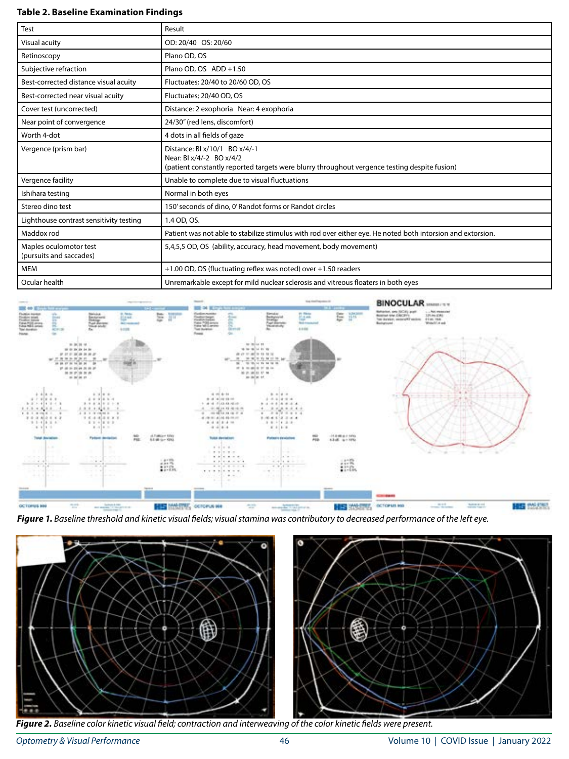**Table 2. Baseline Examination Findings**

| Test | Result |
|---|---|
| Visual acuity | OD: 20/40 OS: 20/60 |
| Retinoscopy | Plano OD, OS |
| Subjective refraction | Plano OD, OS ADD +1.50 |
| Best-corrected distance visual acuity | Fluctuates; 20/40 to 20/60 OD, OS |
| Best-corrected near visual acuity | Fluctuates; 20/40 OD, OS |
| Cover test (uncorrected) | Distance: 2 exophoria Near: 4 exophoria |
| Near point of convergence | 24/30" (red lens, discomfort) |
| Worth 4-dot | 4 dots in all fields of gaze |
| Vergence (prism bar) | Distance: BI x/10/1 BO x/4/-1<br>Near: BI x/4/-2 BO x/4/2<br>(patient constantly reported targets were blurry throughout vergence testing despite fusion) |
| Vergence facility | Unable to complete due to visual fluctuations |
| Ishihara testing | Normal in both eyes |
| Stereo dino test | 150' seconds of dino, 0' Randot forms or Randot circles |
| Lighthouse contrast sensitivity testing | 1.4 OD, OS. |
| Maddox rod | Patient was not able to stabilize stimulus with rod over either eye. He noted both intorsion and extorsion. |
| Maples oculomotor test (pursuits and saccades) | 5,4,5,5 OD, OS (ability, accuracy, head movement, body movement) |
| MEM | +1.00 OD, OS (fluctuating reflex was noted) over +1.50 readers |
| Ocular health | Unremarkable except for mild nuclear sclerosis and vitreous floaters in both eyes |

***Figure 1.*** *Baseline threshold and kinetic visual fields; visual stamina was contributory to decreased performance of the left eye.*

***Figure 2.*** *Baseline color kinetic visual field; contraction and interweaving of the color kinetic fields were present.*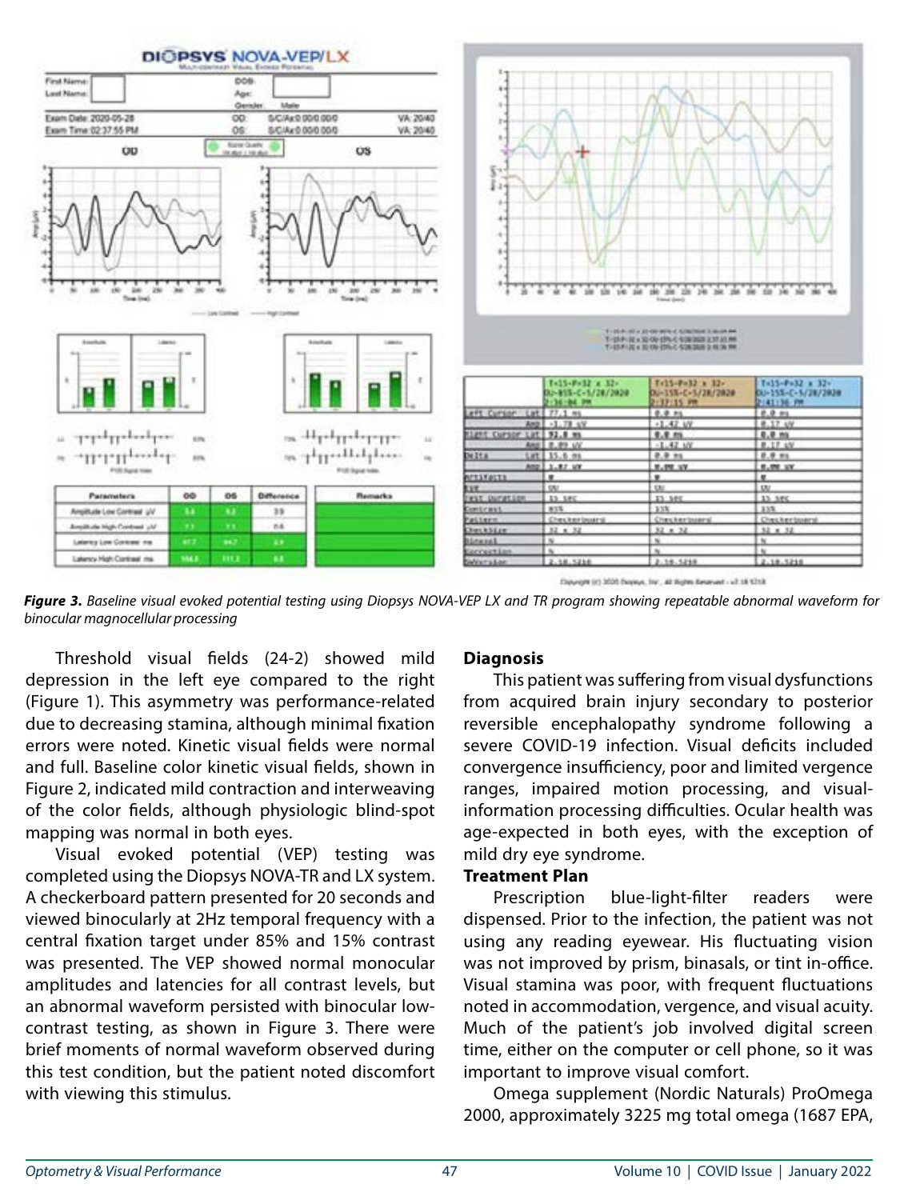***Figure 3.*** *Baseline visual evoked potential testing using Diopsys NOVA-VEP LX and TR program showing repeatable abnormal waveform for binocular magnocellular processing*

Threshold visual fields (24-2) showed mild depression in the left eye compared to the right (Figure 1). This asymmetry was performance-related due to decreasing stamina, although minimal fixation errors were noted. Kinetic visual fields were normal and full. Baseline color kinetic visual fields, shown in Figure 2, indicated mild contraction and interweaving of the color fields, although physiologic blind-spot mapping was normal in both eyes.

Visual evoked potential (VEP) testing was completed using the Diopsys NOVA-TR and LX system. A checkerboard pattern presented for 20 seconds and viewed binocularly at 2Hz temporal frequency with a central fixation target under 85% and 15% contrast was presented. The VEP showed normal monocular amplitudes and latencies for all contrast levels, but an abnormal waveform persisted with binocular low-contrast testing, as shown in Figure 3. There were brief moments of normal waveform observed during this test condition, but the patient noted discomfort with viewing this stimulus.

### Diagnosis

This patient was suffering from visual dysfunctions from acquired brain injury secondary to posterior reversible encephalopathy syndrome following a severe COVID-19 infection. Visual deficits included convergence insufficiency, poor and limited vergence ranges, impaired motion processing, and visual-information processing difficulties. Ocular health was age-expected in both eyes, with the exception of mild dry eye syndrome.

### Treatment Plan

Prescription blue-light-filter readers were dispensed. Prior to the infection, the patient was not using any reading eyewear. His fluctuating vision was not improved by prism, binasals, or tint in-office. Visual stamina was poor, with frequent fluctuations noted in accommodation, vergence, and visual acuity. Much of the patient's job involved digital screen time, either on the computer or cell phone, so it was important to improve visual comfort.

Omega supplement (Nordic Naturals) ProOmega 2000, approximately 3225 mg total omega (1687 EPA,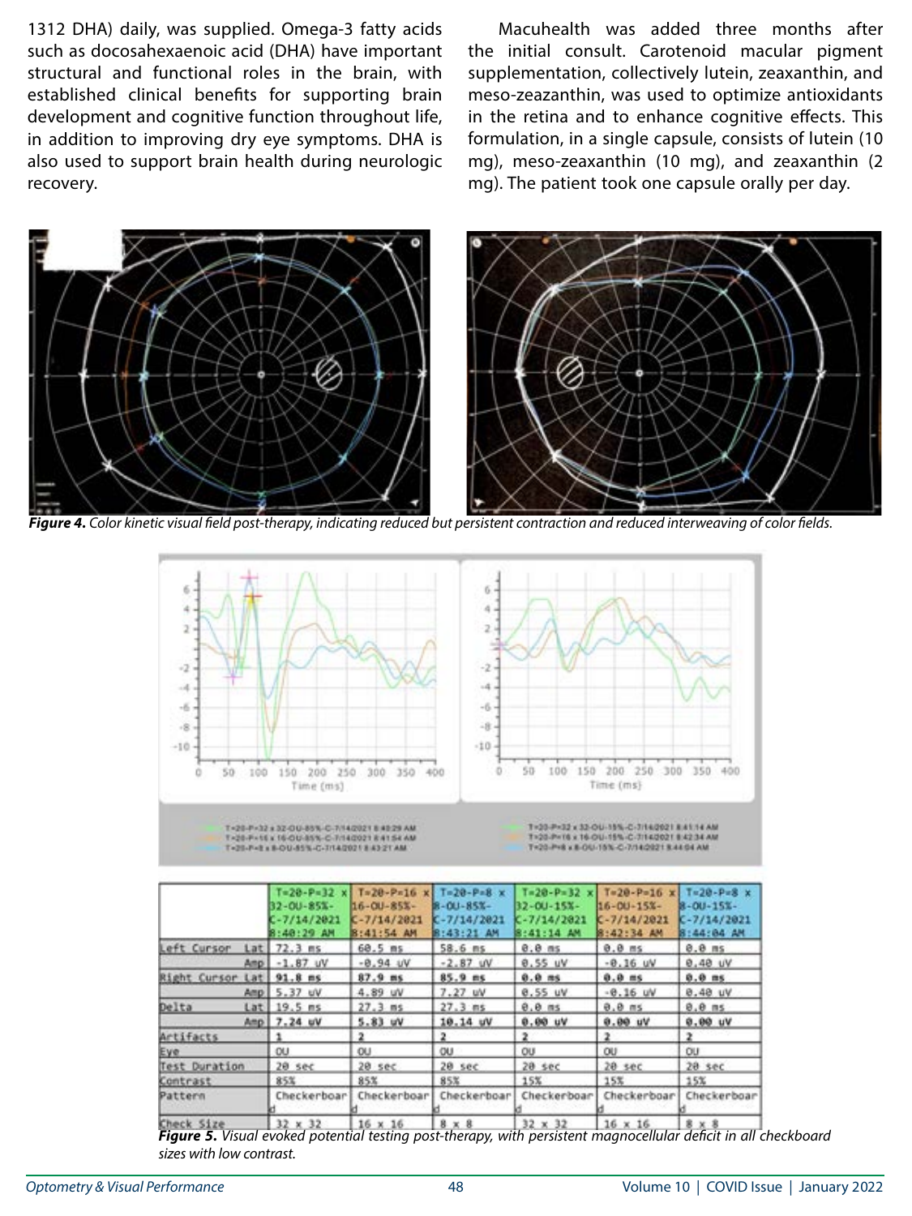1312 DHA) daily, was supplied. Omega-3 fatty acids such as docosahexaenoic acid (DHA) have important structural and functional roles in the brain, with established clinical benefits for supporting brain development and cognitive function throughout life, in addition to improving dry eye symptoms. DHA is also used to support brain health during neurologic recovery.

Macuhealth was added three months after the initial consult. Carotenoid macular pigment supplementation, collectively lutein, zeaxanthin, and meso-zeazanthin, was used to optimize antioxidants in the retina and to enhance cognitive effects. This formulation, in a single capsule, consists of lutein (10 mg), meso-zeaxanthin (10 mg), and zeaxanthin (2 mg). The patient took one capsule orally per day.

***Figure 4.*** *Color kinetic visual field post-therapy, indicating reduced but persistent contraction and reduced interweaving of color fields.*

| | T=20-P=32 x 32-OU-85%-C-7/14/2021 8:40:29 AM | T=20-P=16 x 16-OU-85%-C-7/14/2021 8:41:54 AM | T=20-P=8 x 8-OU-85%-C-7/14/2021 8:43:21 AM | T=20-P=32 x 32-OU-15%-C-7/14/2021 8:41:14 AM | T=20-P=16 x 16-OU-15%-C-7/14/2021 8:42:34 AM | T=20-P=8 x 8-OU-15%-C-7/14/2021 8:44:04 AM |
|---|---|---|---|---|---|---|
| Left Cursor Lat | 72.3 ms | 60.5 ms | 58.6 ms | 0.0 ms | 0.0 ms | 0.0 ms |
| Amp | -1.87 uV | -0.94 uV | -2.87 uV | 0.55 uV | -0.16 uV | 0.40 uV |
| Right Cursor Lat | 91.8 ms | 87.9 ms | 85.9 ms | 0.0 ms | 0.0 ms | 0.0 ms |
| Amp | 5.37 uV | 4.89 uV | 7.27 uV | 0.55 uV | -0.16 uV | 0.40 uV |
| Delta Lat | 19.5 ms | 27.3 ms | 27.3 ms | 0.0 ms | 0.0 ms | 0.0 ms |
| Amp | 7.24 uV | 5.83 uV | 10.14 uV | 0.00 uV | 0.00 uV | 0.00 uV |
| Artifacts | 1 | 2 | 2 | 2 | 2 | 2 |
| Eye | OU | OU | OU | OU | OU | OU |
| Test Duration | 20 sec | 20 sec | 20 sec | 20 sec | 20 sec | 20 sec |
| Contrast | 85% | 85% | 85% | 15% | 15% | 15% |
| Pattern | Checkerboard | Checkerboard | Checkerboard | Checkerboard | Checkerboard | Checkerboard |
| Check Size | 32 x 32 | 16 x 16 | 8 x 8 | 32 x 32 | 16 x 16 | 8 x 8 |

***Figure 5.*** *Visual evoked potential testing post-therapy, with persistent magnocellular deficit in all checkboard sizes with low contrast.*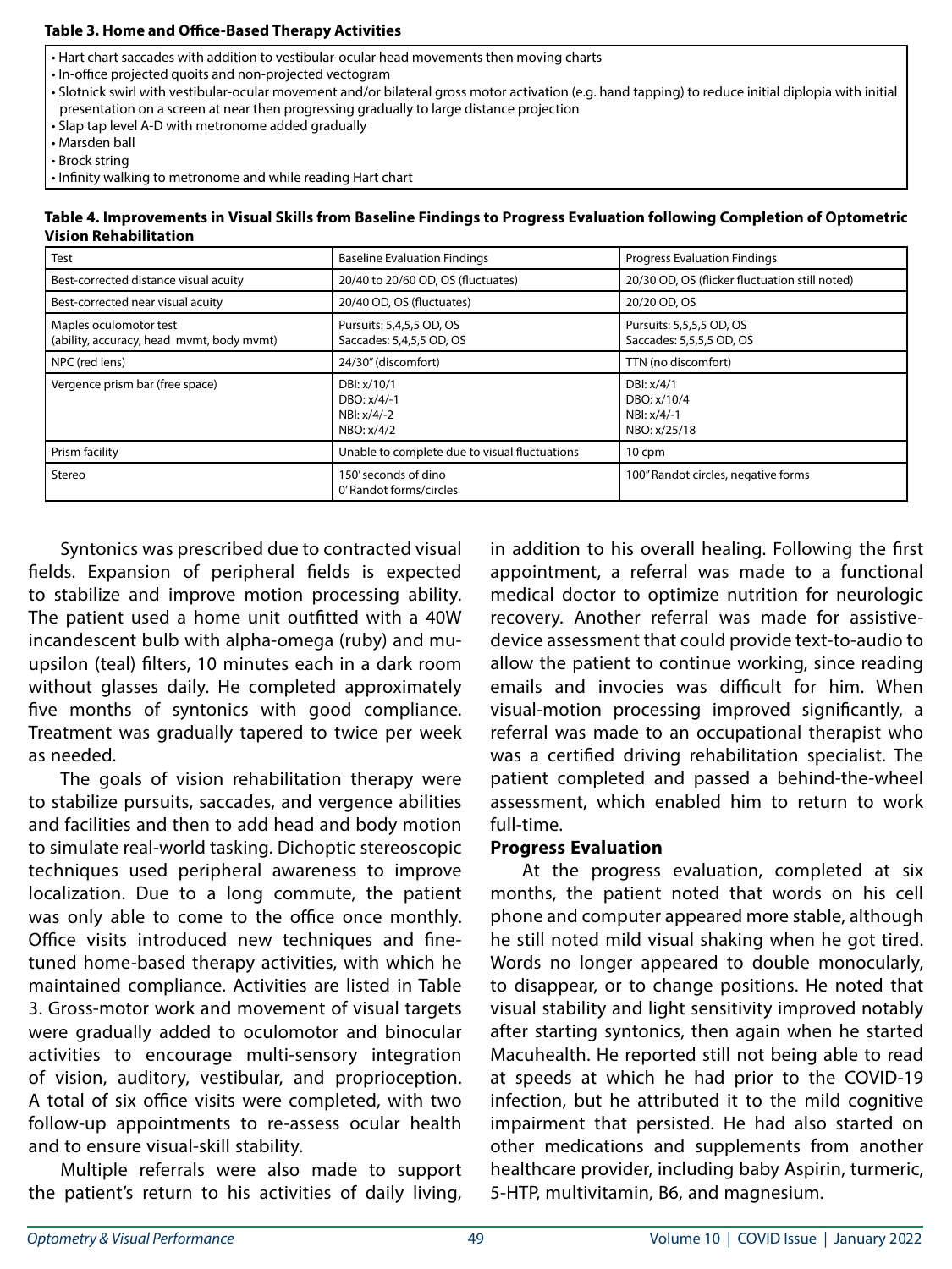**Table 3. Home and Office-Based Therapy Activities**

- Hart chart saccades with addition to vestibular-ocular head movements then moving charts
- In-office projected quoits and non-projected vectogram
- Slotnick swirl with vestibular-ocular movement and/or bilateral gross motor activation (e.g. hand tapping) to reduce initial diplopia with initial presentation on a screen at near then progressing gradually to large distance projection
- Slap tap level A-D with metronome added gradually
- Marsden ball
- Brock string
- Infinity walking to metronome and while reading Hart chart

**Table 4. Improvements in Visual Skills from Baseline Findings to Progress Evaluation following Completion of Optometric Vision Rehabilitation**

| Test | Baseline Evaluation Findings | Progress Evaluation Findings |
|---|---|---|
| Best-corrected distance visual acuity | 20/40 to 20/60 OD, OS (fluctuates) | 20/30 OD, OS (flicker fluctuation still noted) |
| Best-corrected near visual acuity | 20/40 OD, OS (fluctuates) | 20/20 OD, OS |
| Maples oculomotor test (ability, accuracy, head mvmt, body mvmt) | Pursuits: 5,4,5,5 OD, OS<br>Saccades: 5,4,5,5 OD, OS | Pursuits: 5,5,5,5 OD, OS<br>Saccades: 5,5,5,5 OD, OS |
| NPC (red lens) | 24/30" (discomfort) | TTN (no discomfort) |
| Vergence prism bar (free space) | DBI: x/10/1<br>DBO: x/4/-1<br>NBI: x/4/-2<br>NBO: x/4/2 | DBI: x/4/1<br>DBO: x/10/4<br>NBI: x/4/-1<br>NBO: x/25/18 |
| Prism facility | Unable to complete due to visual fluctuations | 10 cpm |
| Stereo | 150' seconds of dino<br>0' Randot forms/circles | 100" Randot circles, negative forms |

Syntonics was prescribed due to contracted visual fields. Expansion of peripheral fields is expected to stabilize and improve motion processing ability. The patient used a home unit outfitted with a 40W incandescent bulb with alpha-omega (ruby) and mu-upsilon (teal) filters, 10 minutes each in a dark room without glasses daily. He completed approximately five months of syntonics with good compliance. Treatment was gradually tapered to twice per week as needed.

The goals of vision rehabilitation therapy were to stabilize pursuits, saccades, and vergence abilities and facilities and then to add head and body motion to simulate real-world tasking. Dichoptic stereoscopic techniques used peripheral awareness to improve localization. Due to a long commute, the patient was only able to come to the office once monthly. Office visits introduced new techniques and fine-tuned home-based therapy activities, with which he maintained compliance. Activities are listed in Table 3. Gross-motor work and movement of visual targets were gradually added to oculomotor and binocular activities to encourage multi-sensory integration of vision, auditory, vestibular, and proprioception. A total of six office visits were completed, with two follow-up appointments to re-assess ocular health and to ensure visual-skill stability.

Multiple referrals were also made to support the patient's return to his activities of daily living, in addition to his overall healing. Following the first appointment, a referral was made to a functional medical doctor to optimize nutrition for neurologic recovery. Another referral was made for assistive-device assessment that could provide text-to-audio to allow the patient to continue working, since reading emails and invocies was difficult for him. When visual-motion processing improved significantly, a referral was made to an occupational therapist who was a certified driving rehabilitation specialist. The patient completed and passed a behind-the-wheel assessment, which enabled him to return to work full-time.

**Progress Evaluation**

At the progress evaluation, completed at six months, the patient noted that words on his cell phone and computer appeared more stable, although he still noted mild visual shaking when he got tired. Words no longer appeared to double monocularly, to disappear, or to change positions. He noted that visual stability and light sensitivity improved notably after starting syntonics, then again when he started Macuhealth. He reported still not being able to read at speeds at which he had prior to the COVID-19 infection, but he attributed it to the mild cognitive impairment that persisted. He had also started on other medications and supplements from another healthcare provider, including baby Aspirin, turmeric, 5-HTP, multivitamin, B6, and magnesium.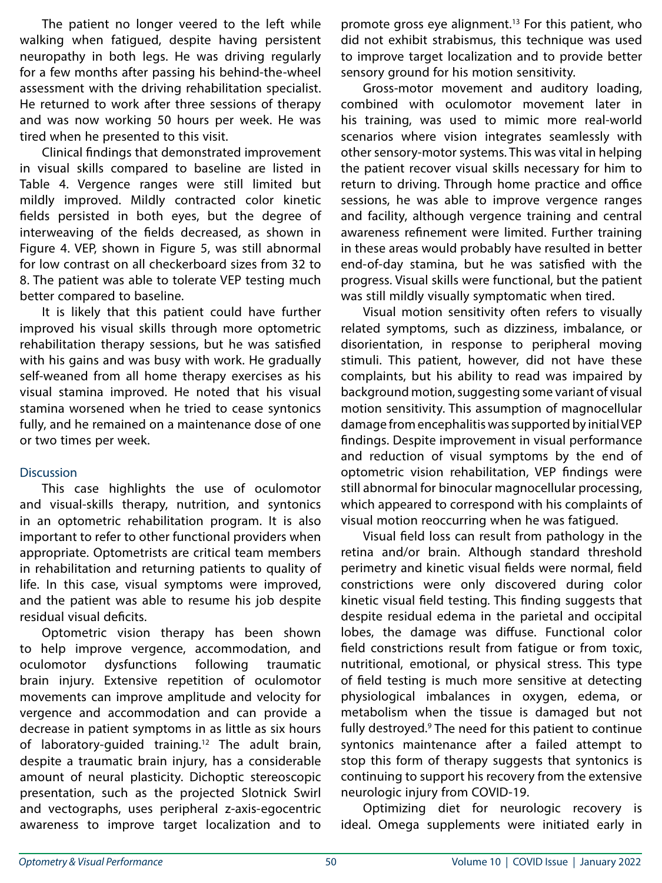The patient no longer veered to the left while walking when fatigued, despite having persistent neuropathy in both legs. He was driving regularly for a few months after passing his behind-the-wheel assessment with the driving rehabilitation specialist. He returned to work after three sessions of therapy and was now working 50 hours per week. He was tired when he presented to this visit.

Clinical findings that demonstrated improvement in visual skills compared to baseline are listed in Table 4. Vergence ranges were still limited but mildly improved. Mildly contracted color kinetic fields persisted in both eyes, but the degree of interweaving of the fields decreased, as shown in Figure 4. VEP, shown in Figure 5, was still abnormal for low contrast on all checkerboard sizes from 32 to 8. The patient was able to tolerate VEP testing much better compared to baseline.

It is likely that this patient could have further improved his visual skills through more optometric rehabilitation therapy sessions, but he was satisfied with his gains and was busy with work. He gradually self-weaned from all home therapy exercises as his visual stamina improved. He noted that his visual stamina worsened when he tried to cease syntonics fully, and he remained on a maintenance dose of one or two times per week.

## Discussion

This case highlights the use of oculomotor and visual-skills therapy, nutrition, and syntonics in an optometric rehabilitation program. It is also important to refer to other functional providers when appropriate. Optometrists are critical team members in rehabilitation and returning patients to quality of life. In this case, visual symptoms were improved, and the patient was able to resume his job despite residual visual deficits.

Optometric vision therapy has been shown to help improve vergence, accommodation, and oculomotor dysfunctions following traumatic brain injury. Extensive repetition of oculomotor movements can improve amplitude and velocity for vergence and accommodation and can provide a decrease in patient symptoms in as little as six hours of laboratory-guided training.[12] The adult brain, despite a traumatic brain injury, has a considerable amount of neural plasticity. Dichoptic stereoscopic presentation, such as the projected Slotnick Swirl and vectographs, uses peripheral z-axis-egocentric awareness to improve target localization and to promote gross eye alignment.[13] For this patient, who did not exhibit strabismus, this technique was used to improve target localization and to provide better sensory ground for his motion sensitivity.

Gross-motor movement and auditory loading, combined with oculomotor movement later in his training, was used to mimic more real-world scenarios where vision integrates seamlessly with other sensory-motor systems. This was vital in helping the patient recover visual skills necessary for him to return to driving. Through home practice and office sessions, he was able to improve vergence ranges and facility, although vergence training and central awareness refinement were limited. Further training in these areas would probably have resulted in better end-of-day stamina, but he was satisfied with the progress. Visual skills were functional, but the patient was still mildly visually symptomatic when tired.

Visual motion sensitivity often refers to visually related symptoms, such as dizziness, imbalance, or disorientation, in response to peripheral moving stimuli. This patient, however, did not have these complaints, but his ability to read was impaired by background motion, suggesting some variant of visual motion sensitivity. This assumption of magnocellular damage from encephalitis was supported by initial VEP findings. Despite improvement in visual performance and reduction of visual symptoms by the end of optometric vision rehabilitation, VEP findings were still abnormal for binocular magnocellular processing, which appeared to correspond with his complaints of visual motion reoccurring when he was fatigued.

Visual field loss can result from pathology in the retina and/or brain. Although standard threshold perimetry and kinetic visual fields were normal, field constrictions were only discovered during color kinetic visual field testing. This finding suggests that despite residual edema in the parietal and occipital lobes, the damage was diffuse. Functional color field constrictions result from fatigue or from toxic, nutritional, emotional, or physical stress. This type of field testing is much more sensitive at detecting physiological imbalances in oxygen, edema, or metabolism when the tissue is damaged but not fully destroyed.[9] The need for this patient to continue syntonics maintenance after a failed attempt to stop this form of therapy suggests that syntonics is continuing to support his recovery from the extensive neurologic injury from COVID-19.

Optimizing diet for neurologic recovery is ideal. Omega supplements were initiated early in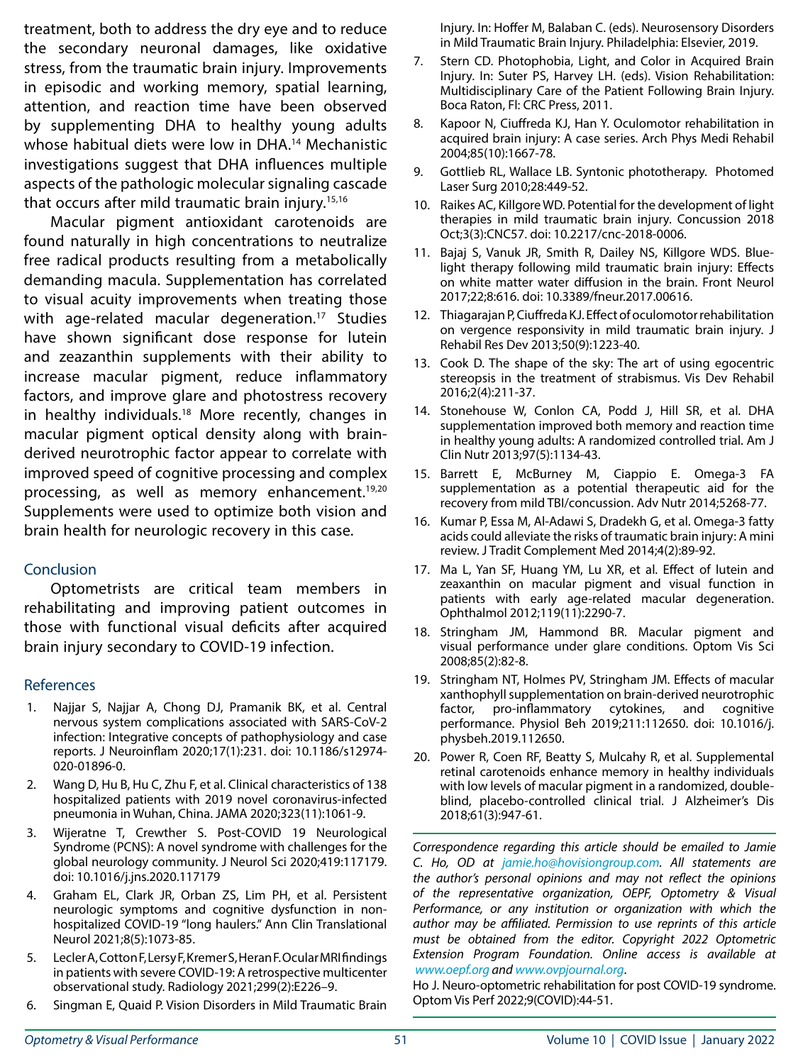treatment, both to address the dry eye and to reduce the secondary neuronal damages, like oxidative stress, from the traumatic brain injury. Improvements in episodic and working memory, spatial learning, attention, and reaction time have been observed by supplementing DHA to healthy young adults whose habitual diets were low in DHA.[14] Mechanistic investigations suggest that DHA influences multiple aspects of the pathologic molecular signaling cascade that occurs after mild traumatic brain injury.[15,16]

Macular pigment antioxidant carotenoids are found naturally in high concentrations to neutralize free radical products resulting from a metabolically demanding macula. Supplementation has correlated to visual acuity improvements when treating those with age-related macular degeneration.[17] Studies have shown significant dose response for lutein and zeazanthin supplements with their ability to increase macular pigment, reduce inflammatory factors, and improve glare and photostress recovery in healthy individuals.[18] More recently, changes in macular pigment optical density along with brain-derived neurotrophic factor appear to correlate with improved speed of cognitive processing and complex processing, as well as memory enhancement.[19,20] Supplements were used to optimize both vision and brain health for neurologic recovery in this case.

## Conclusion

Optometrists are critical team members in rehabilitating and improving patient outcomes in those with functional visual deficits after acquired brain injury secondary to COVID-19 infection.

## References

1. Najjar S, Najjar A, Chong DJ, Pramanik BK, et al. Central nervous system complications associated with SARS-CoV-2 infection: Integrative concepts of pathophysiology and case reports. J Neuroinflam 2020;17(1):231. doi: 10.1186/s12974-020-01896-0.
2. Wang D, Hu B, Hu C, Zhu F, et al. Clinical characteristics of 138 hospitalized patients with 2019 novel coronavirus-infected pneumonia in Wuhan, China. JAMA 2020;323(11):1061-9.
3. Wijeratne T, Crewther S. Post-COVID 19 Neurological Syndrome (PCNS): A novel syndrome with challenges for the global neurology community. J Neurol Sci 2020;419:117179. doi: 10.1016/j.jns.2020.117179
4. Graham EL, Clark JR, Orban ZS, Lim PH, et al. Persistent neurologic symptoms and cognitive dysfunction in non-hospitalized COVID-19 "long haulers." Ann Clin Translational Neurol 2021;8(5):1073-85.
5. Lecler A, Cotton F, Lersy F, Kremer S, Heran F. Ocular MRI findings in patients with severe COVID-19: A retrospective multicenter observational study. Radiology 2021;299(2):E226–9.
6. Singman E, Quaid P. Vision Disorders in Mild Traumatic Brain Injury. In: Hoffer M, Balaban C. (eds). Neurosensory Disorders in Mild Traumatic Brain Injury. Philadelphia: Elsevier, 2019.
7. Stern CD. Photophobia, Light, and Color in Acquired Brain Injury. In: Suter PS, Harvey LH. (eds). Vision Rehabilitation: Multidisciplinary Care of the Patient Following Brain Injury. Boca Raton, Fl: CRC Press, 2011.
8. Kapoor N, Ciuffreda KJ, Han Y. Oculomotor rehabilitation in acquired brain injury: A case series. Arch Phys Medi Rehabil 2004;85(10):1667-78.
9. Gottlieb RL, Wallace LB. Syntonic phototherapy. Photomed Laser Surg 2010;28:449-52.
10. Raikes AC, Killgore WD. Potential for the development of light therapies in mild traumatic brain injury. Concussion 2018 Oct;3(3):CNC57. doi: 10.2217/cnc-2018-0006.
11. Bajaj S, Vanuk JR, Smith R, Dailey NS, Killgore WDS. Blue-light therapy following mild traumatic brain injury: Effects on white matter water diffusion in the brain. Front Neurol 2017;22;8:616. doi: 10.3389/fneur.2017.00616.
12. Thiagarajan P, Ciuffreda KJ. Effect of oculomotor rehabilitation on vergence responsivity in mild traumatic brain injury. J Rehabil Res Dev 2013;50(9):1223-40.
13. Cook D. The shape of the sky: The art of using egocentric stereopsis in the treatment of strabismus. Vis Dev Rehabil 2016;2(4):211-37.
14. Stonehouse W, Conlon CA, Podd J, Hill SR, et al. DHA supplementation improved both memory and reaction time in healthy young adults: A randomized controlled trial. Am J Clin Nutr 2013;97(5):1134-43.
15. Barrett E, McBurney M, Ciappio E. Omega-3 FA supplementation as a potential therapeutic aid for the recovery from mild TBI/concussion. Adv Nutr 2014;5268-77.
16. Kumar P, Essa M, Al-Adawi S, Dradekh G, et al. Omega-3 fatty acids could alleviate the risks of traumatic brain injury: A mini review. J Tradit Complement Med 2014;4(2):89-92.
17. Ma L, Yan SF, Huang YM, Lu XR, et al. Effect of lutein and zeaxanthin on macular pigment and visual function in patients with early age-related macular degeneration. Ophthalmol 2012;119(11):2290-7.
18. Stringham JM, Hammond BR. Macular pigment and visual performance under glare conditions. Optom Vis Sci 2008;85(2):82-8.
19. Stringham NT, Holmes PV, Stringham JM. Effects of macular xanthophyll supplementation on brain-derived neurotrophic factor, pro-inflammatory cytokines, and cognitive performance. Physiol Beh 2019;211:112650. doi: 10.1016/j.physbeh.2019.112650.
20. Power R, Coen RF, Beatty S, Mulcahy R, et al. Supplemental retinal carotenoids enhance memory in healthy individuals with low levels of macular pigment in a randomized, double-blind, placebo-controlled clinical trial. J Alzheimer's Dis 2018;61(3):947-61.

*Correspondence regarding this article should be emailed to Jamie C. Ho, OD at jamie.ho@hovisiongroup.com. All statements are the author's personal opinions and may not reflect the opinions of the representative organization, OEPF, Optometry & Visual Performance, or any institution or organization with which the author may be affiliated. Permission to use reprints of this article must be obtained from the editor. Copyright 2022 Optometric Extension Program Foundation. Online access is available at www.oepf.org and www.ovpjournal.org.*

Ho J. Neuro-optometric rehabilitation for post COVID-19 syndrome. Optom Vis Perf 2022;9(COVID):44-51.